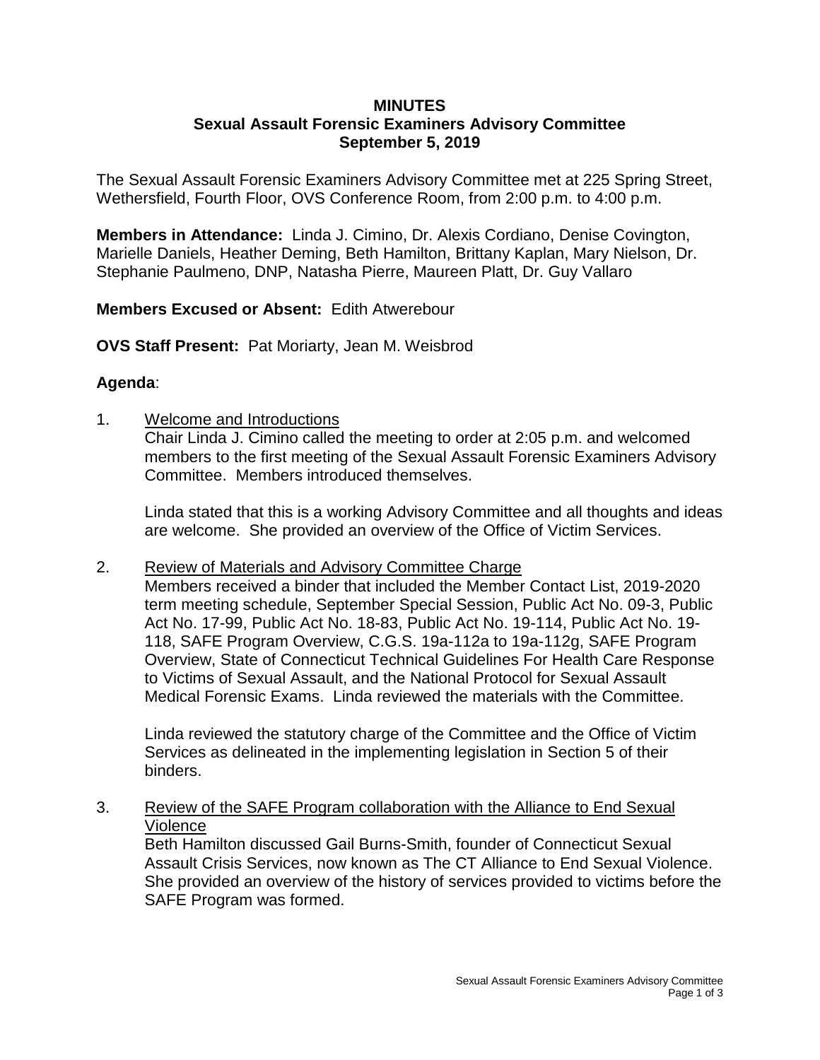**MINUTES**
**Sexual Assault Forensic Examiners Advisory Committee**
**September 5, 2019**

The Sexual Assault Forensic Examiners Advisory Committee met at 225 Spring Street, Wethersfield, Fourth Floor, OVS Conference Room, from 2:00 p.m. to 4:00 p.m.

**Members in Attendance:** Linda J. Cimino, Dr. Alexis Cordiano, Denise Covington, Marielle Daniels, Heather Deming, Beth Hamilton, Brittany Kaplan, Mary Nielson, Dr. Stephanie Paulmeno, DNP, Natasha Pierre, Maureen Platt, Dr. Guy Vallaro

**Members Excused or Absent:** Edith Atwerebour

**OVS Staff Present:** Pat Moriarty, Jean M. Weisbrod

**Agenda**:

1. Welcome and Introductions
   Chair Linda J. Cimino called the meeting to order at 2:05 p.m. and welcomed members to the first meeting of the Sexual Assault Forensic Examiners Advisory Committee. Members introduced themselves.

   Linda stated that this is a working Advisory Committee and all thoughts and ideas are welcome. She provided an overview of the Office of Victim Services.

2. Review of Materials and Advisory Committee Charge
   Members received a binder that included the Member Contact List, 2019-2020 term meeting schedule, September Special Session, Public Act No. 09-3, Public Act No. 17-99, Public Act No. 18-83, Public Act No. 19-114, Public Act No. 19-118, SAFE Program Overview, C.G.S. 19a-112a to 19a-112g, SAFE Program Overview, State of Connecticut Technical Guidelines For Health Care Response to Victims of Sexual Assault, and the National Protocol for Sexual Assault Medical Forensic Exams. Linda reviewed the materials with the Committee.

   Linda reviewed the statutory charge of the Committee and the Office of Victim Services as delineated in the implementing legislation in Section 5 of their binders.

3. Review of the SAFE Program collaboration with the Alliance to End Sexual Violence
   Beth Hamilton discussed Gail Burns-Smith, founder of Connecticut Sexual Assault Crisis Services, now known as The CT Alliance to End Sexual Violence. She provided an overview of the history of services provided to victims before the SAFE Program was formed.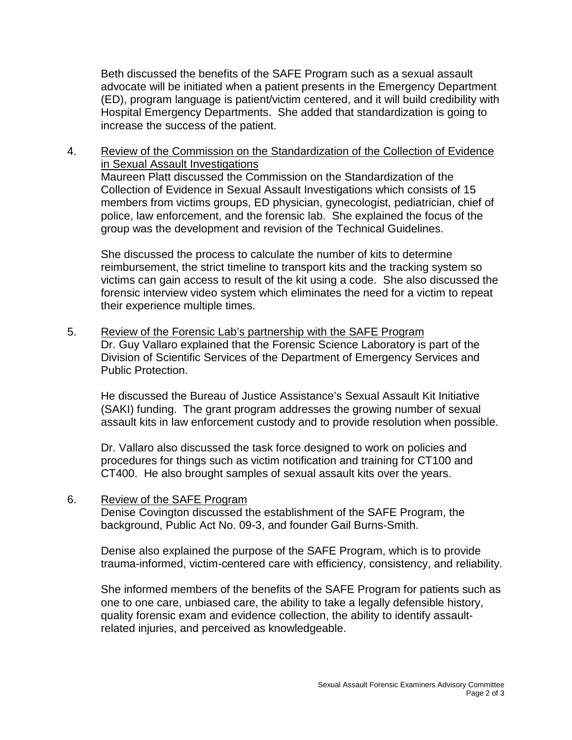Beth discussed the benefits of the SAFE Program such as a sexual assault advocate will be initiated when a patient presents in the Emergency Department (ED), program language is patient/victim centered, and it will build credibility with Hospital Emergency Departments. She added that standardization is going to increase the success of the patient.

4. Review of the Commission on the Standardization of the Collection of Evidence in Sexual Assault Investigations

   Maureen Platt discussed the Commission on the Standardization of the Collection of Evidence in Sexual Assault Investigations which consists of 15 members from victims groups, ED physician, gynecologist, pediatrician, chief of police, law enforcement, and the forensic lab. She explained the focus of the group was the development and revision of the Technical Guidelines.

   She discussed the process to calculate the number of kits to determine reimbursement, the strict timeline to transport kits and the tracking system so victims can gain access to result of the kit using a code. She also discussed the forensic interview video system which eliminates the need for a victim to repeat their experience multiple times.

5. Review of the Forensic Lab's partnership with the SAFE Program

   Dr. Guy Vallaro explained that the Forensic Science Laboratory is part of the Division of Scientific Services of the Department of Emergency Services and Public Protection.

   He discussed the Bureau of Justice Assistance's Sexual Assault Kit Initiative (SAKI) funding. The grant program addresses the growing number of sexual assault kits in law enforcement custody and to provide resolution when possible.

   Dr. Vallaro also discussed the task force designed to work on policies and procedures for things such as victim notification and training for CT100 and CT400. He also brought samples of sexual assault kits over the years.

6. Review of the SAFE Program

   Denise Covington discussed the establishment of the SAFE Program, the background, Public Act No. 09-3, and founder Gail Burns-Smith.

   Denise also explained the purpose of the SAFE Program, which is to provide trauma-informed, victim-centered care with efficiency, consistency, and reliability.

   She informed members of the benefits of the SAFE Program for patients such as one to one care, unbiased care, the ability to take a legally defensible history, quality forensic exam and evidence collection, the ability to identify assault-related injuries, and perceived as knowledgeable.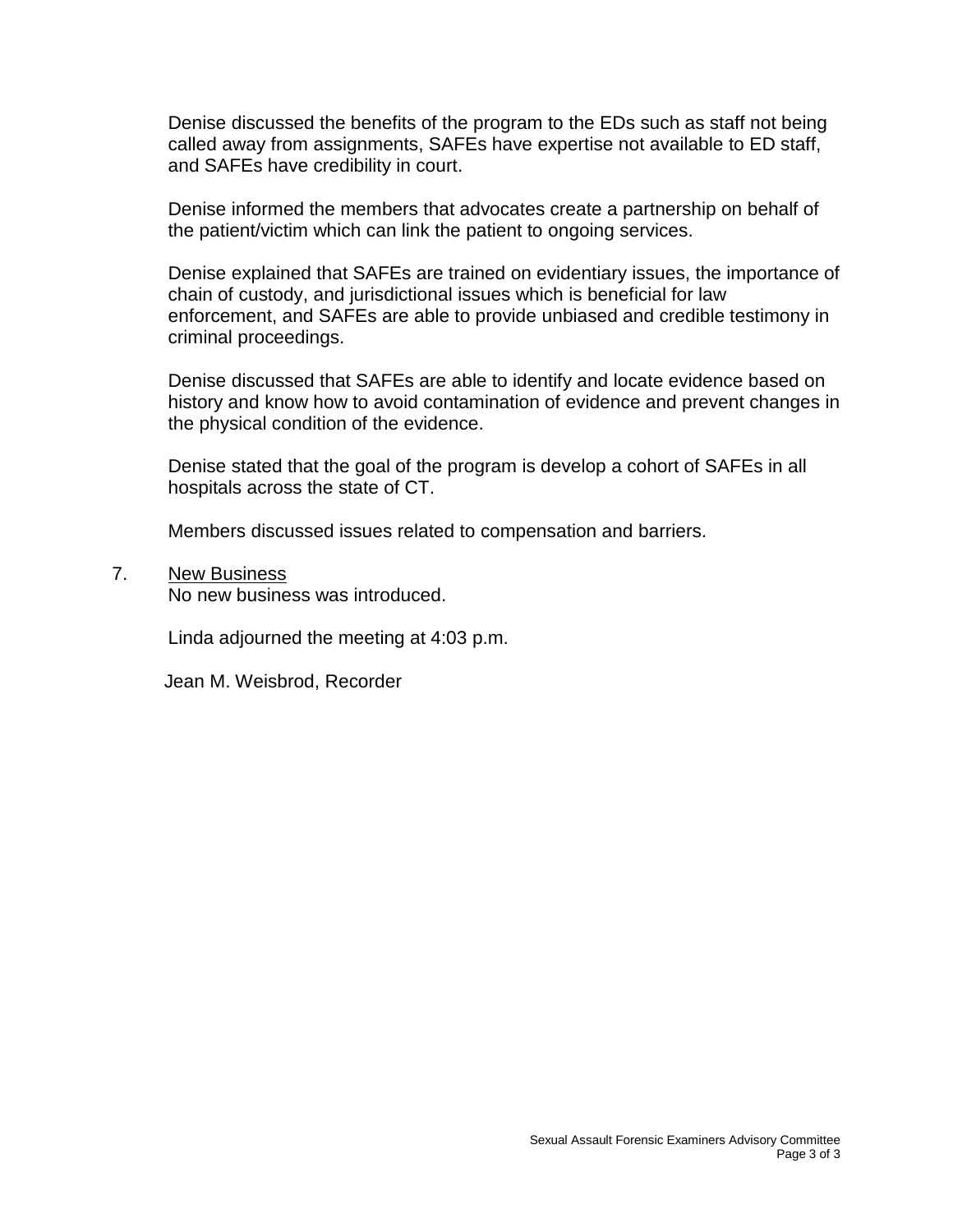Denise discussed the benefits of the program to the EDs such as staff not being called away from assignments, SAFEs have expertise not available to ED staff, and SAFEs have credibility in court.

Denise informed the members that advocates create a partnership on behalf of the patient/victim which can link the patient to ongoing services.

Denise explained that SAFEs are trained on evidentiary issues, the importance of chain of custody, and jurisdictional issues which is beneficial for law enforcement, and SAFEs are able to provide unbiased and credible testimony in criminal proceedings.

Denise discussed that SAFEs are able to identify and locate evidence based on history and know how to avoid contamination of evidence and prevent changes in the physical condition of the evidence.

Denise stated that the goal of the program is develop a cohort of SAFEs in all hospitals across the state of CT.

Members discussed issues related to compensation and barriers.

7. New Business

No new business was introduced.

Linda adjourned the meeting at 4:03 p.m.

Jean M. Weisbrod, Recorder